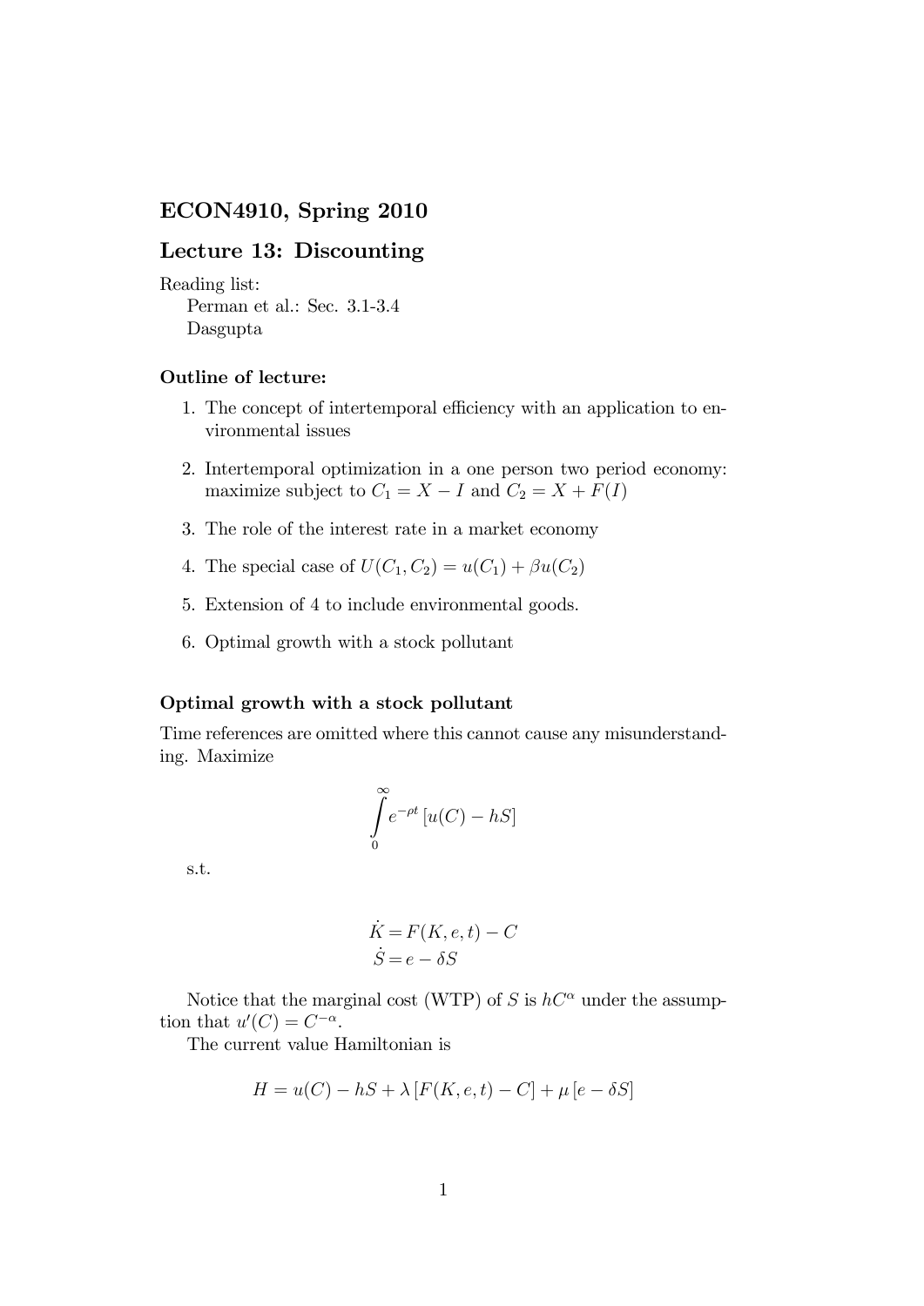# ECON4910, Spring 2010

## Lecture 13: Discounting

Reading list:

Perman et al.: Sec. 3.1-3.4

Dasgupta

### Outline of lecture:

1. The concept of intertemporal efficiency with an application to environmental issues
2. Intertemporal optimization in a one person two period economy: maximize subject to $C_1 = X - I$ and $C_2 = X + F(I)$
3. The role of the interest rate in a market economy
4. The special case of $U(C_1, C_2) = u(C_1) + \beta u(C_2)$
5. Extension of 4 to include environmental goods.
6. Optimal growth with a stock pollutant

### Optimal growth with a stock pollutant

Time references are omitted where this cannot cause any misunderstanding. Maximize

$$\int_0^\infty e^{-\rho t} \left[ u(C) - hS \right]$$

s.t.

$$\dot{K} = F(K, e, t) - C$$
$$\dot{S} = e - \delta S$$

Notice that the marginal cost (WTP) of $S$ is $hC^{\alpha}$ under the assumption that $u'(C) = C^{-\alpha}$.

The current value Hamiltonian is

$$H = u(C) - hS + \lambda \left[ F(K, e, t) - C \right] + \mu \left[ e - \delta S \right]$$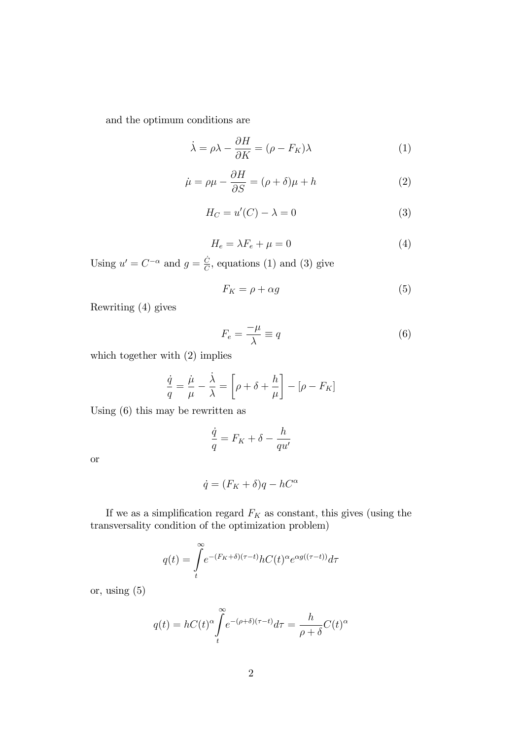and the optimum conditions are

$$\dot{\lambda} = \rho\lambda - \frac{\partial H}{\partial K} = (\rho - F_K)\lambda \tag{1}$$

$$\dot{\mu} = \rho\mu - \frac{\partial H}{\partial S} = (\rho + \delta)\mu + h \tag{2}$$

$$H_C = u'(C) - \lambda = 0 \tag{3}$$

$$H_e = \lambda F_e + \mu = 0 \tag{4}$$

Using $u' = C^{-\alpha}$ and $g = \frac{\dot{C}}{C}$, equations (1) and (3) give

$$F_K = \rho + \alpha g \tag{5}$$

Rewriting (4) gives

$$F_e = \frac{-\mu}{\lambda} \equiv q \tag{6}$$

which together with (2) implies

$$\frac{\dot{q}}{q} = \frac{\dot{\mu}}{\mu} - \frac{\dot{\lambda}}{\lambda} = \left[\rho + \delta + \frac{h}{\mu}\right] - [\rho - F_K]$$

Using (6) this may be rewritten as

$$\frac{\dot{q}}{q} = F_K + \delta - \frac{h}{qu'}$$

or

$$\dot{q} = (F_K + \delta)q - hC^{\alpha}$$

If we as a simplification regard $F_K$ as constant, this gives (using the transversality condition of the optimization problem)

$$q(t) = \int_t^{\infty} e^{-(F_K+\delta)(\tau - t)} hC(t)^{\alpha} e^{\alpha g((\tau - t))} d\tau$$

or, using (5)

$$q(t) = hC(t)^{\alpha} \int_t^{\infty} e^{-(\rho+\delta)(\tau - t)} d\tau = \frac{h}{\rho + \delta} C(t)^{\alpha}$$